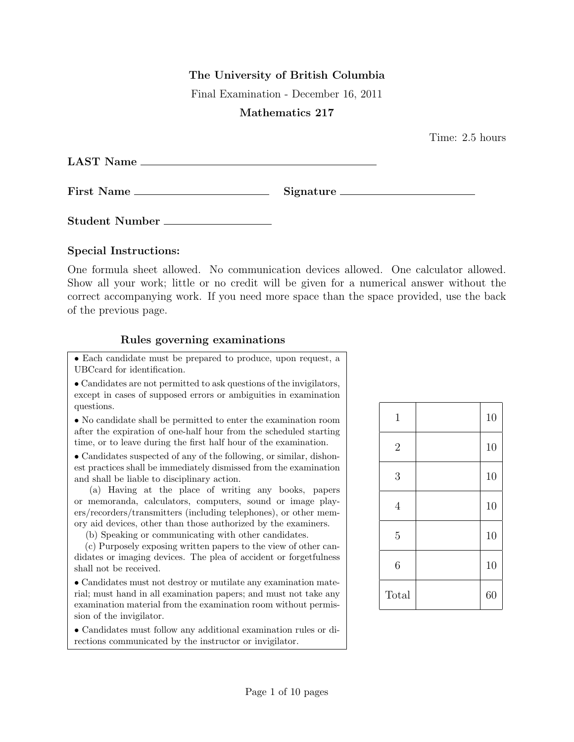**The University of British Columbia**

Final Examination - December 16, 2011

**Mathematics 217**

Time: 2.5 hours

**LAST Name** ________________________________

**First Name** ____________________ **Signature** ____________________

**Student Number** ________________

### Special Instructions:

One formula sheet allowed. No communication devices allowed. One calculator allowed. Show all your work; little or no credit will be given for a numerical answer without the correct accompanying work. If you need more space than the space provided, use the back of the previous page.

### Rules governing examinations

- Each candidate must be prepared to produce, upon request, a UBCcard for identification.
- Candidates are not permitted to ask questions of the invigilators, except in cases of supposed errors or ambiguities in examination questions.
- No candidate shall be permitted to enter the examination room after the expiration of one-half hour from the scheduled starting time, or to leave during the first half hour of the examination.
- Candidates suspected of any of the following, or similar, dishonest practices shall be immediately dismissed from the examination and shall be liable to disciplinary action.
  - (a) Having at the place of writing any books, papers or memoranda, calculators, computers, sound or image players/recorders/transmitters (including telephones), or other memory aid devices, other than those authorized by the examiners.
  - (b) Speaking or communicating with other candidates.
  - (c) Purposely exposing written papers to the view of other candidates or imaging devices. The plea of accident or forgetfulness shall not be received.
- Candidates must not destroy or mutilate any examination material; must hand in all examination papers; and must not take any examination material from the examination room without permission of the invigilator.
- Candidates must follow any additional examination rules or directions communicated by the instructor or invigilator.

| | | |
|---|---|---|
| 1 | | 10 |
| 2 | | 10 |
| 3 | | 10 |
| 4 | | 10 |
| 5 | | 10 |
| 6 | | 10 |
| Total | | 60 |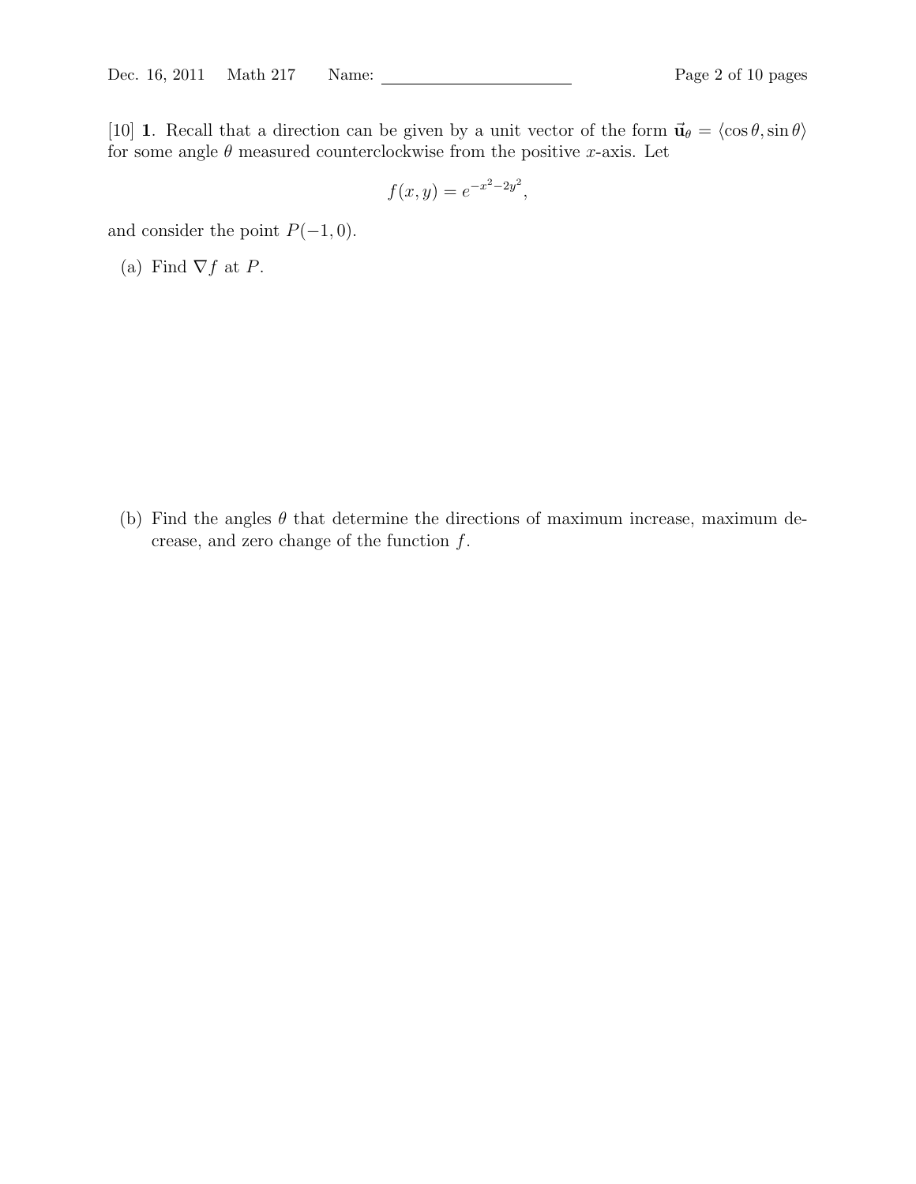[10] **1**. Recall that a direction can be given by a unit vector of the form $\vec{\mathbf{u}}_\theta = \langle \cos\theta, \sin\theta \rangle$ for some angle $\theta$ measured counterclockwise from the positive $x$-axis. Let

$$f(x, y) = e^{-x^2-2y^2},$$

and consider the point $P(-1, 0)$.

(a) Find $\nabla f$ at $P$.

(b) Find the angles $\theta$ that determine the directions of maximum increase, maximum decrease, and zero change of the function $f$.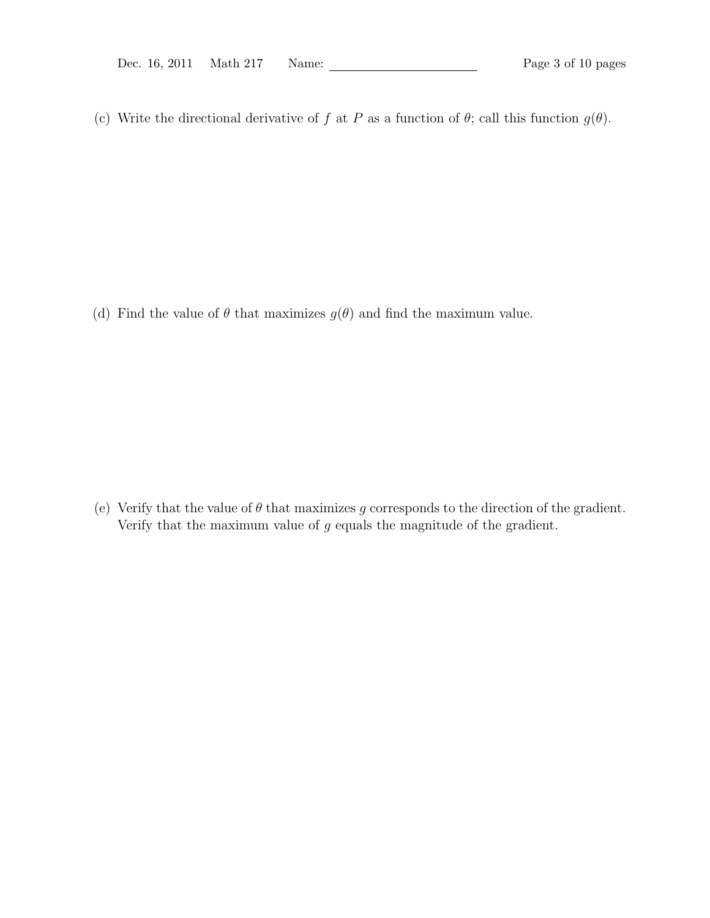(c) Write the directional derivative of $f$ at $P$ as a function of $\theta$; call this function $g(\theta)$.

(d) Find the value of $\theta$ that maximizes $g(\theta)$ and find the maximum value.

(e) Verify that the value of $\theta$ that maximizes $g$ corresponds to the direction of the gradient. Verify that the maximum value of $g$ equals the magnitude of the gradient.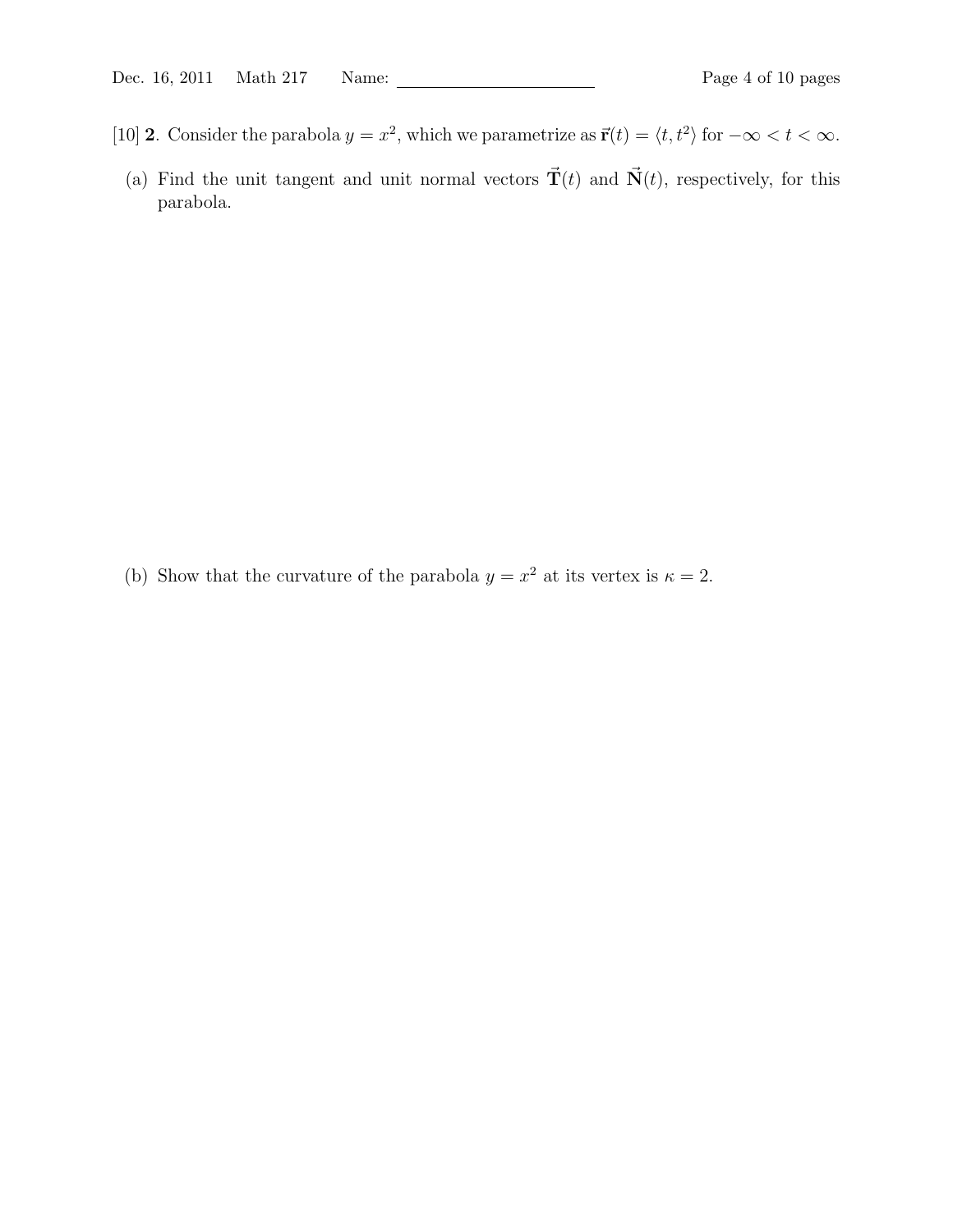[10] **2**. Consider the parabola $y = x^2$, which we parametrize as $\vec{\mathbf{r}}(t) = \langle t, t^2 \rangle$ for $-\infty < t < \infty$.

(a) Find the unit tangent and unit normal vectors $\vec{\mathbf{T}}(t)$ and $\vec{\mathbf{N}}(t)$, respectively, for this parabola.

(b) Show that the curvature of the parabola $y = x^2$ at its vertex is $\kappa = 2$.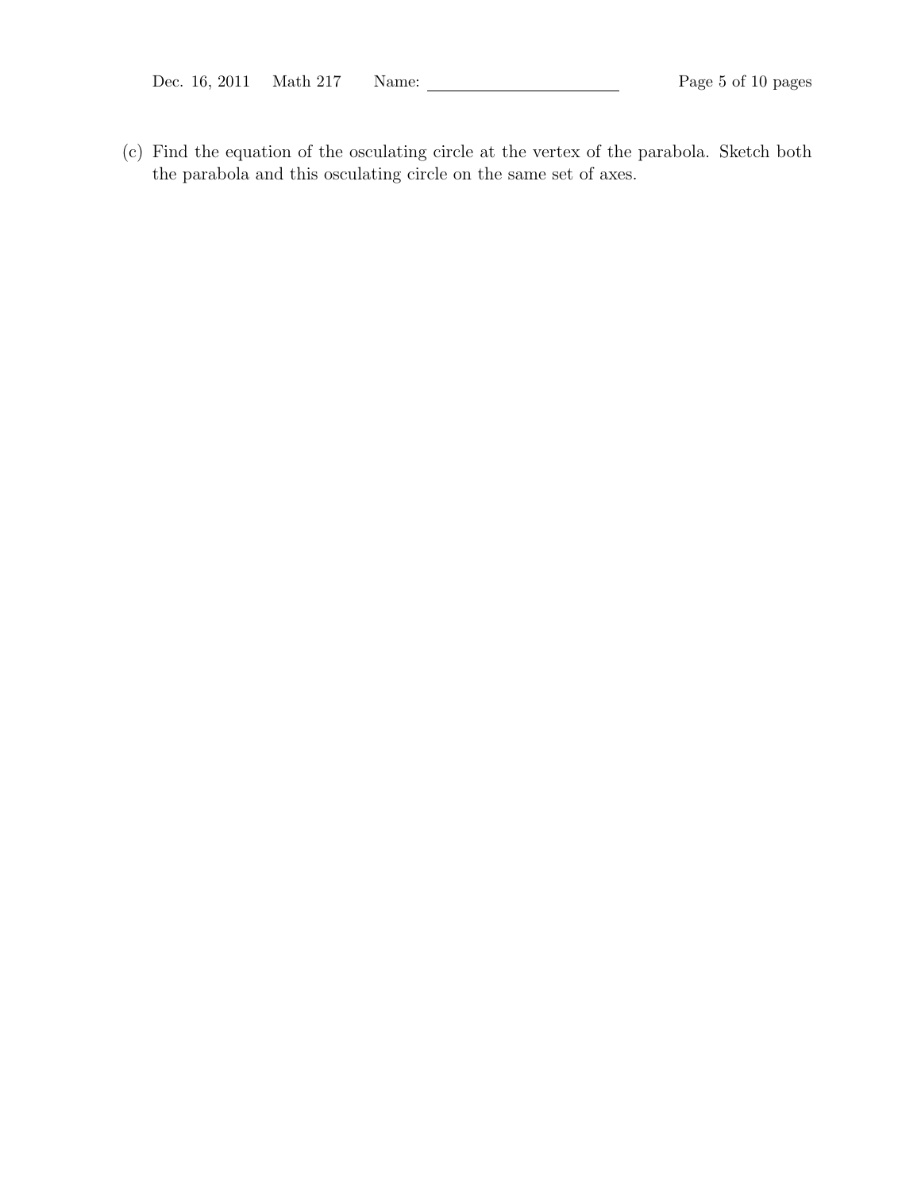(c) Find the equation of the osculating circle at the vertex of the parabola. Sketch both the parabola and this osculating circle on the same set of axes.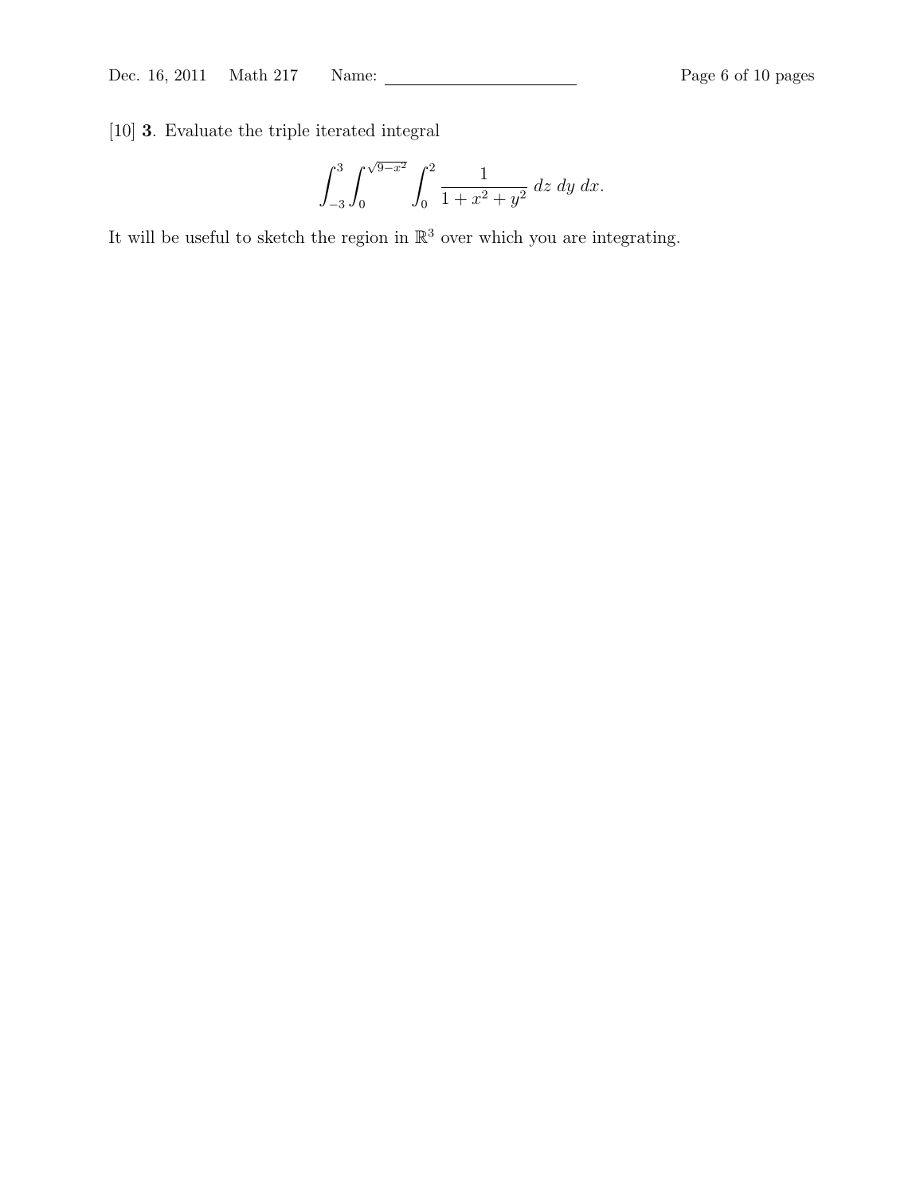[10] **3**. Evaluate the triple iterated integral

$$\int_{-3}^{3}\int_{0}^{\sqrt{9-x^2}}\int_{0}^{2} \frac{1}{1+x^2+y^2}\, dz\, dy\, dx.$$

It will be useful to sketch the region in $\mathbb{R}^3$ over which you are integrating.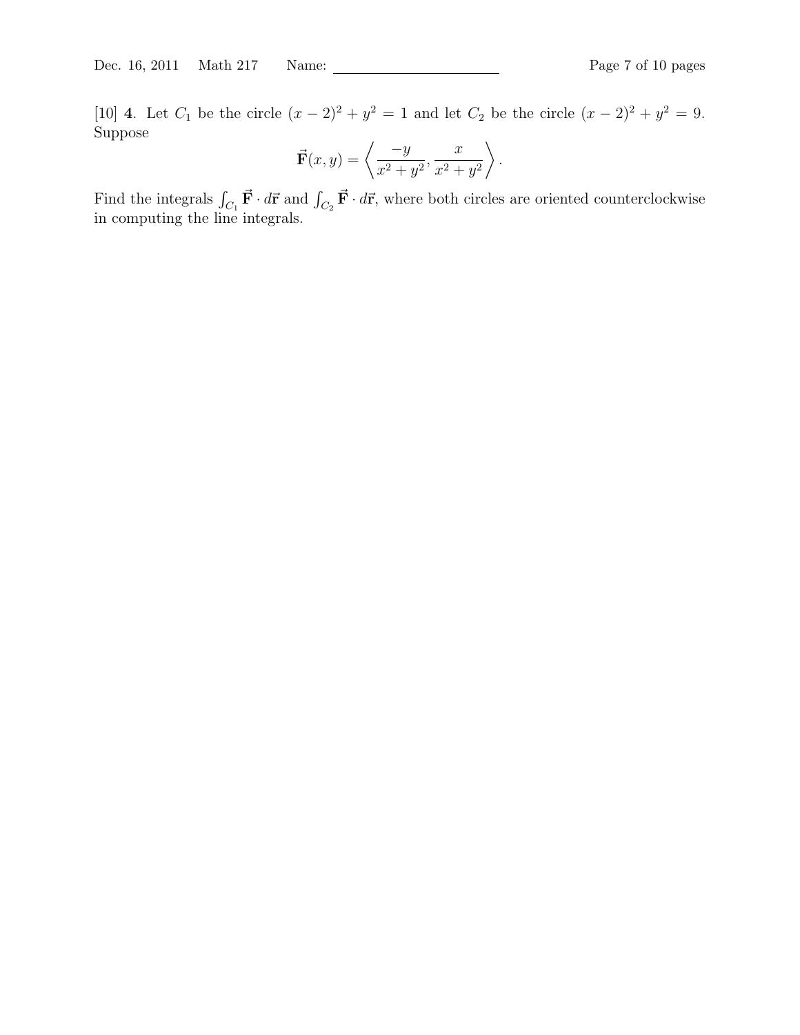[10] **4**. Let $C_1$ be the circle $(x-2)^2 + y^2 = 1$ and let $C_2$ be the circle $(x-2)^2 + y^2 = 9$. Suppose

$$\vec{\mathbf{F}}(x,y) = \left\langle \frac{-y}{x^2+y^2}, \frac{x}{x^2+y^2} \right\rangle.$$

Find the integrals $\int_{C_1} \vec{\mathbf{F}} \cdot d\vec{\mathbf{r}}$ and $\int_{C_2} \vec{\mathbf{F}} \cdot d\vec{\mathbf{r}}$, where both circles are oriented counterclockwise in computing the line integrals.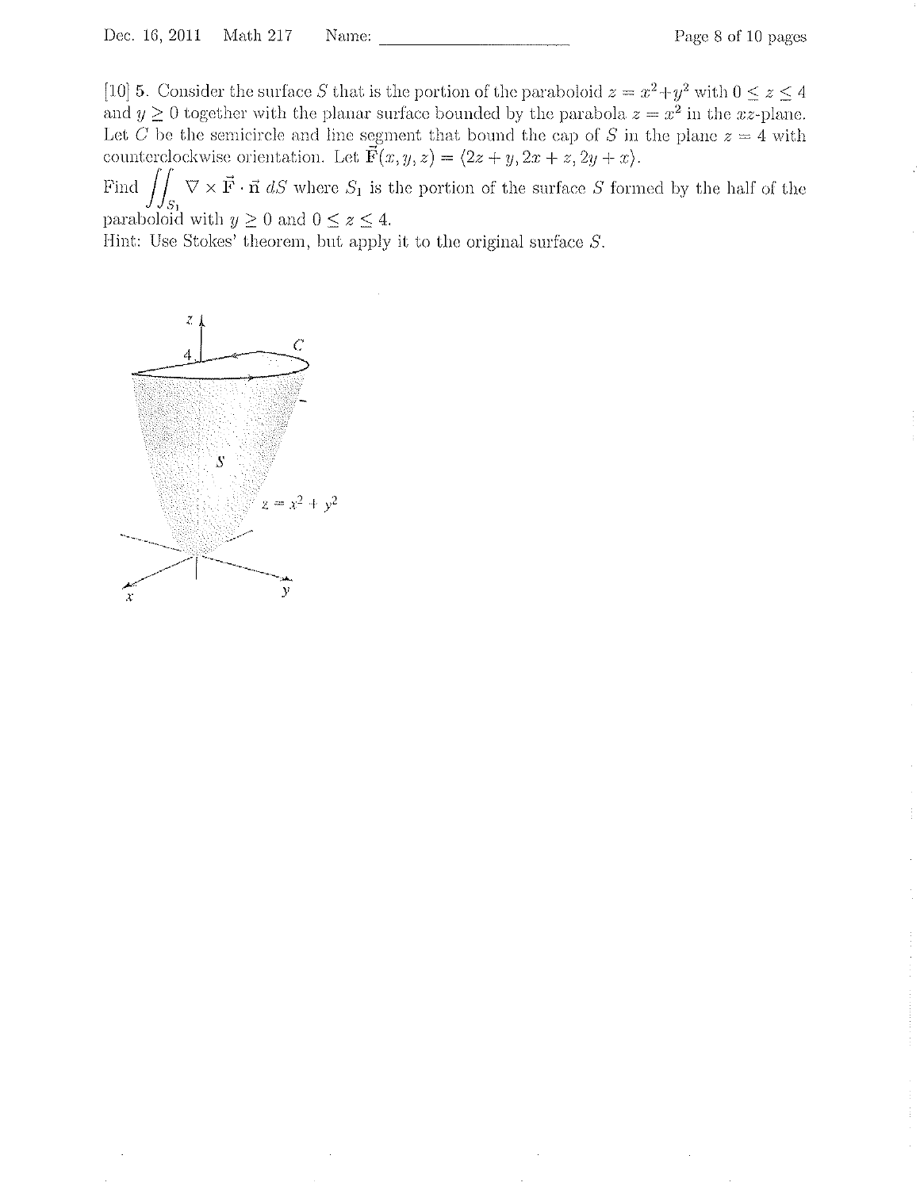[10] 5. Consider the surface $S$ that is the portion of the paraboloid $z = x^2 + y^2$ with $0 \le z \le 4$ and $y \ge 0$ together with the planar surface bounded by the parabola $z = x^2$ in the $xz$-plane. Let $C$ be the semicircle and line segment that bound the cap of $S$ in the plane $z = 4$ with counterclockwise orientation. Let $\vec{\mathbf{F}}(x, y, z) = \langle 2z + y, 2x + z, 2y + x \rangle$.

Find $\displaystyle\iint_{S_1} \nabla \times \vec{\mathbf{F}} \cdot \vec{\mathbf{n}}\, dS$ where $S_1$ is the portion of the surface $S$ formed by the half of the paraboloid with $y \ge 0$ and $0 \le z \le 4$.

Hint: Use Stokes' theorem, but apply it to the original surface $S$.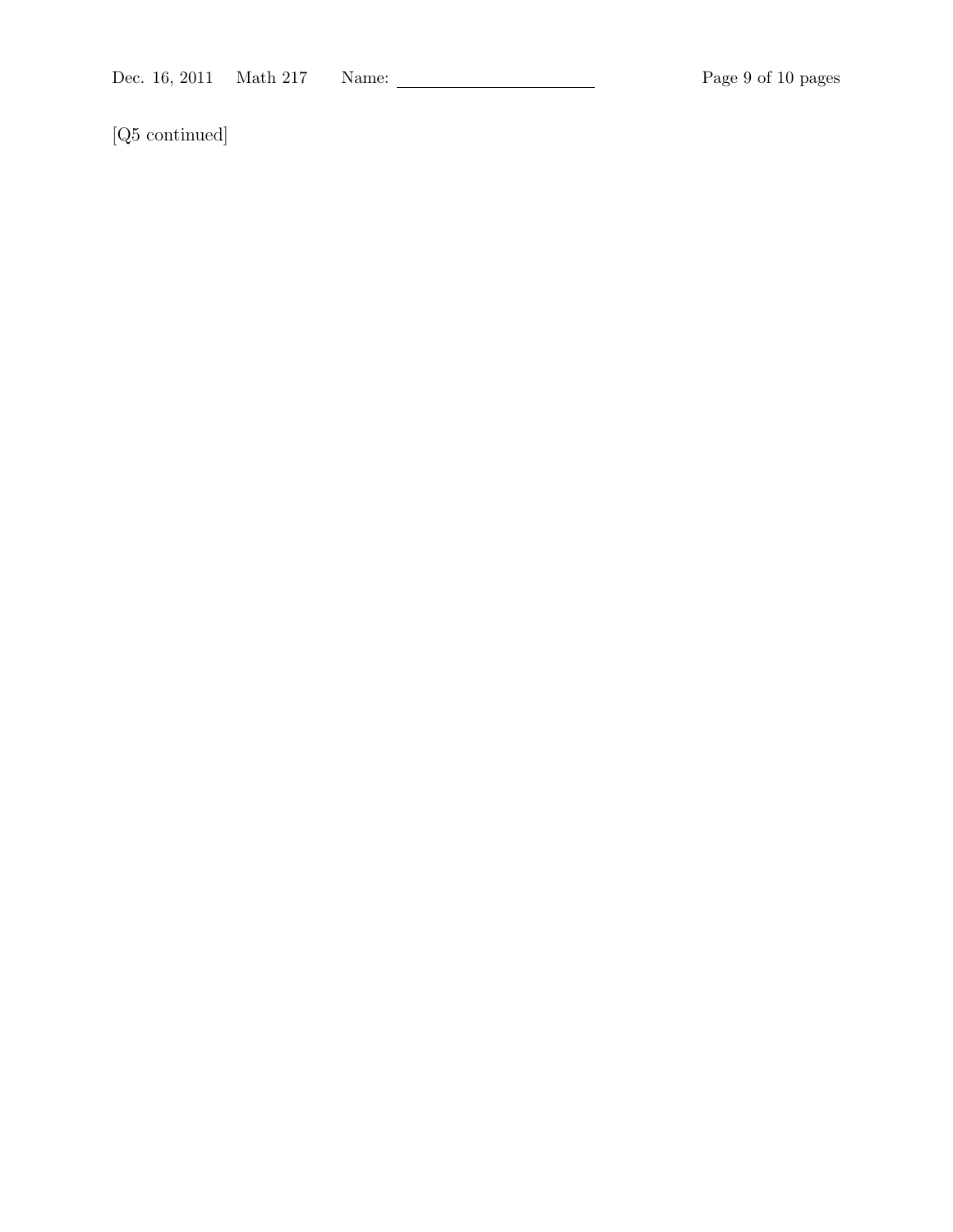[Q5 continued]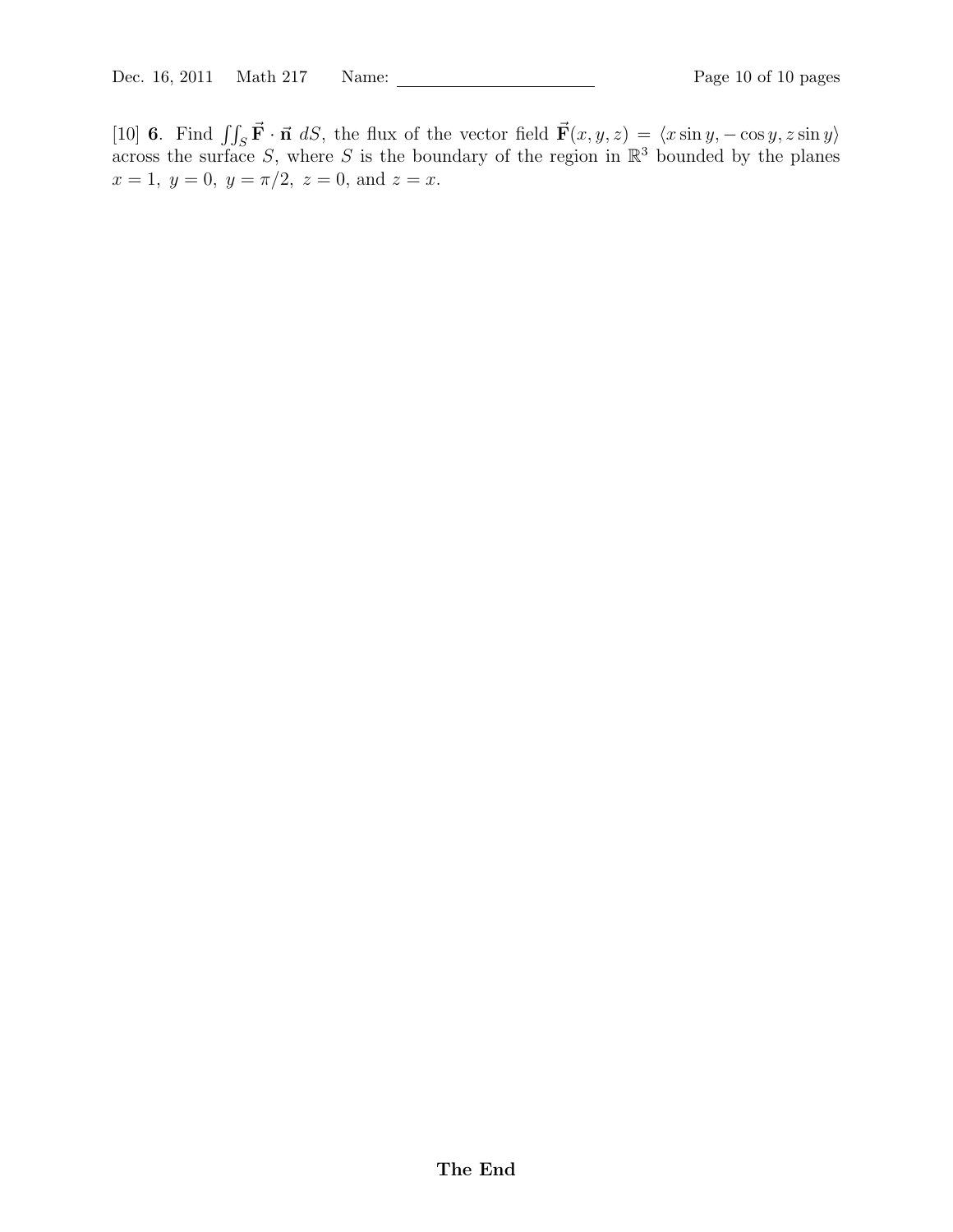[10] **6**. Find $\iint_S \vec{\mathbf{F}} \cdot \vec{\mathbf{n}} \; dS$, the flux of the vector field $\vec{\mathbf{F}}(x, y, z) = \langle x \sin y, -\cos y, z \sin y \rangle$ across the surface $S$, where $S$ is the boundary of the region in $\mathbb{R}^3$ bounded by the planes $x = 1,\ y = 0,\ y = \pi/2,\ z = 0$, and $z = x$.

**The End**